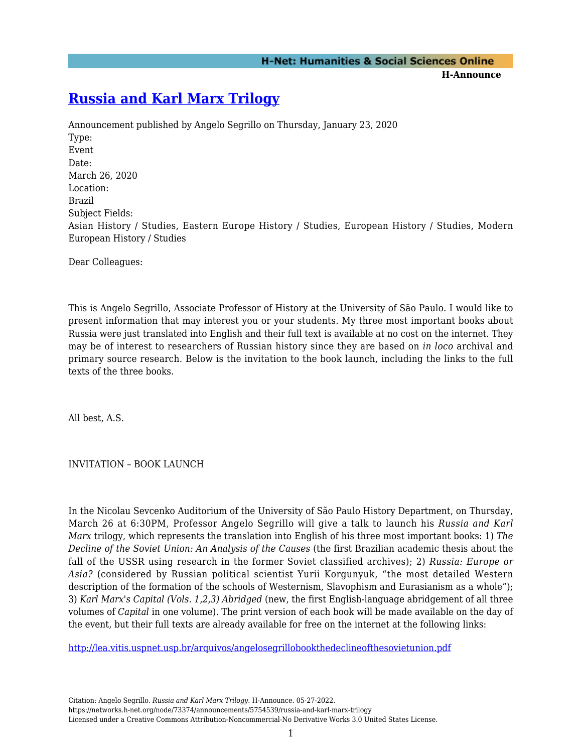# [Russia and Karl Marx Trilogy](https://networks.h-net.org/node/73374/announcements/5754539/russia-and-karl-marx-trilogy)

Announcement published by Angelo Segrillo on Thursday, January 23, 2020

Type:
Event

Date:
March 26, 2020

Location:
Brazil

Subject Fields:
Asian History / Studies, Eastern Europe History / Studies, European History / Studies, Modern European History / Studies

Dear Colleagues:

This is Angelo Segrillo, Associate Professor of History at the University of São Paulo. I would like to present information that may interest you or your students. My three most important books about Russia were just translated into English and their full text is available at no cost on the internet. They may be of interest to researchers of Russian history since they are based on *in loco* archival and primary source research. Below is the invitation to the book launch, including the links to the full texts of the three books.

All best, A.S.

INVITATION – BOOK LAUNCH

In the Nicolau Sevcenko Auditorium of the University of São Paulo History Department, on Thursday, March 26 at 6:30PM, Professor Angelo Segrillo will give a talk to launch his *Russia and Karl Marx* trilogy, which represents the translation into English of his three most important books: 1) *The Decline of the Soviet Union: An Analysis of the Causes* (the first Brazilian academic thesis about the fall of the USSR using research in the former Soviet classified archives); 2) *Russia: Europe or Asia?* (considered by Russian political scientist Yurii Korgunyuk, "the most detailed Western description of the formation of the schools of Westernism, Slavophism and Eurasianism as a whole"); 3) *Karl Marx's Capital (Vols. 1,2,3) Abridged* (new, the first English-language abridgement of all three volumes of *Capital* in one volume). The print version of each book will be made available on the day of the event, but their full texts are already available for free on the internet at the following links:

[http://lea.vitis.uspnet.usp.br/arquivos/angelosegrillobookthedeclineofthesovietunion.pdf](http://lea.vitis.uspnet.usp.br/arquivos/angelosegrillobookthedeclineofthesovietunion.pdf)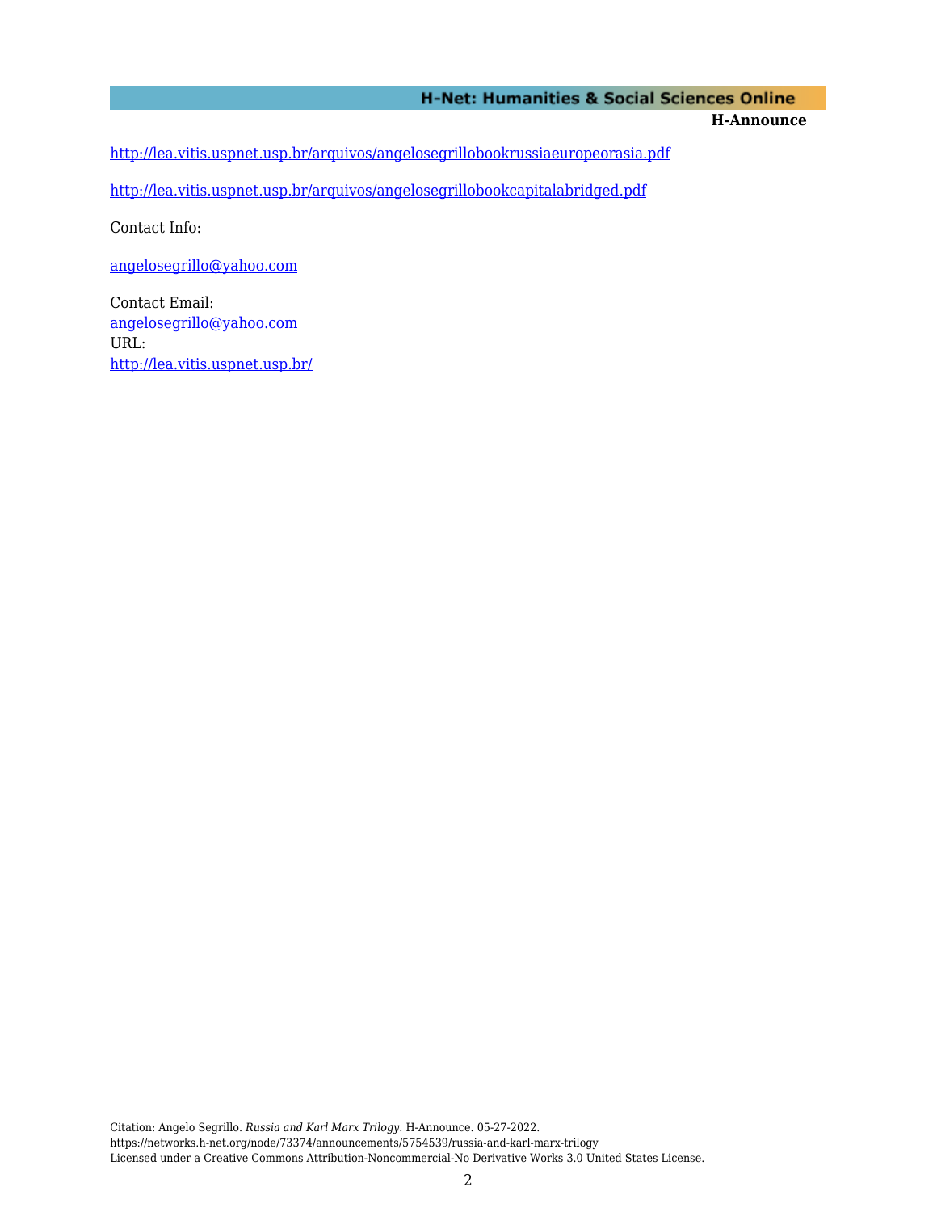http://lea.vitis.uspnet.usp.br/arquivos/angelosegrillobookrussiaeuropeorasia.pdf

http://lea.vitis.uspnet.usp.br/arquivos/angelosegrillobookcapitalabridged.pdf

Contact Info:

angelosegrillo@yahoo.com

Contact Email:
angelosegrillo@yahoo.com
URL:
http://lea.vitis.uspnet.usp.br/